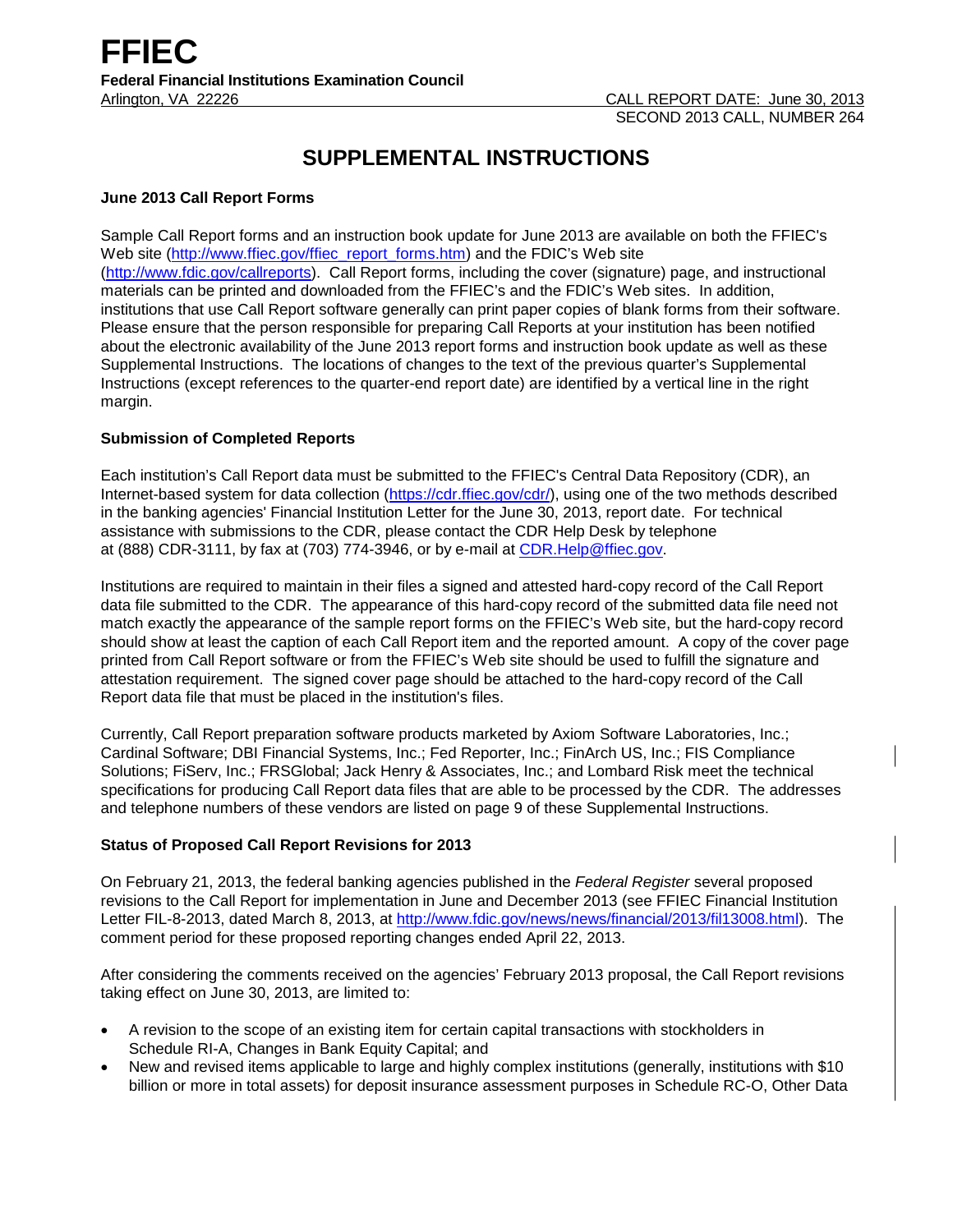# FFIEC

**Federal Financial Institutions Examination Council**

Arlington, VA 22226

CALL REPORT DATE: June 30, 2013
SECOND 2013 CALL, NUMBER 264

## SUPPLEMENTAL INSTRUCTIONS

### June 2013 Call Report Forms

Sample Call Report forms and an instruction book update for June 2013 are available on both the FFIEC's Web site (http://www.ffiec.gov/ffiec_report_forms.htm) and the FDIC's Web site (http://www.fdic.gov/callreports). Call Report forms, including the cover (signature) page, and instructional materials can be printed and downloaded from the FFIEC's and the FDIC's Web sites. In addition, institutions that use Call Report software generally can print paper copies of blank forms from their software. Please ensure that the person responsible for preparing Call Reports at your institution has been notified about the electronic availability of the June 2013 report forms and instruction book update as well as these Supplemental Instructions. The locations of changes to the text of the previous quarter's Supplemental Instructions (except references to the quarter-end report date) are identified by a vertical line in the right margin.

### Submission of Completed Reports

Each institution's Call Report data must be submitted to the FFIEC's Central Data Repository (CDR), an Internet-based system for data collection (https://cdr.ffiec.gov/cdr/), using one of the two methods described in the banking agencies' Financial Institution Letter for the June 30, 2013, report date. For technical assistance with submissions to the CDR, please contact the CDR Help Desk by telephone at (888) CDR-3111, by fax at (703) 774-3946, or by e-mail at CDR.Help@ffiec.gov.

Institutions are required to maintain in their files a signed and attested hard-copy record of the Call Report data file submitted to the CDR. The appearance of this hard-copy record of the submitted data file need not match exactly the appearance of the sample report forms on the FFIEC's Web site, but the hard-copy record should show at least the caption of each Call Report item and the reported amount. A copy of the cover page printed from Call Report software or from the FFIEC's Web site should be used to fulfill the signature and attestation requirement. The signed cover page should be attached to the hard-copy record of the Call Report data file that must be placed in the institution's files.

Currently, Call Report preparation software products marketed by Axiom Software Laboratories, Inc.; Cardinal Software; DBI Financial Systems, Inc.; Fed Reporter, Inc.; FinArch US, Inc.; FIS Compliance Solutions; FiServ, Inc.; FRSGlobal; Jack Henry & Associates, Inc.; and Lombard Risk meet the technical specifications for producing Call Report data files that are able to be processed by the CDR. The addresses and telephone numbers of these vendors are listed on page 9 of these Supplemental Instructions.

### Status of Proposed Call Report Revisions for 2013

On February 21, 2013, the federal banking agencies published in the *Federal Register* several proposed revisions to the Call Report for implementation in June and December 2013 (see FFIEC Financial Institution Letter FIL-8-2013, dated March 8, 2013, at http://www.fdic.gov/news/news/financial/2013/fil13008.html). The comment period for these proposed reporting changes ended April 22, 2013.

After considering the comments received on the agencies' February 2013 proposal, the Call Report revisions taking effect on June 30, 2013, are limited to:

- A revision to the scope of an existing item for certain capital transactions with stockholders in Schedule RI-A, Changes in Bank Equity Capital; and
- New and revised items applicable to large and highly complex institutions (generally, institutions with $10 billion or more in total assets) for deposit insurance assessment purposes in Schedule RC-O, Other Data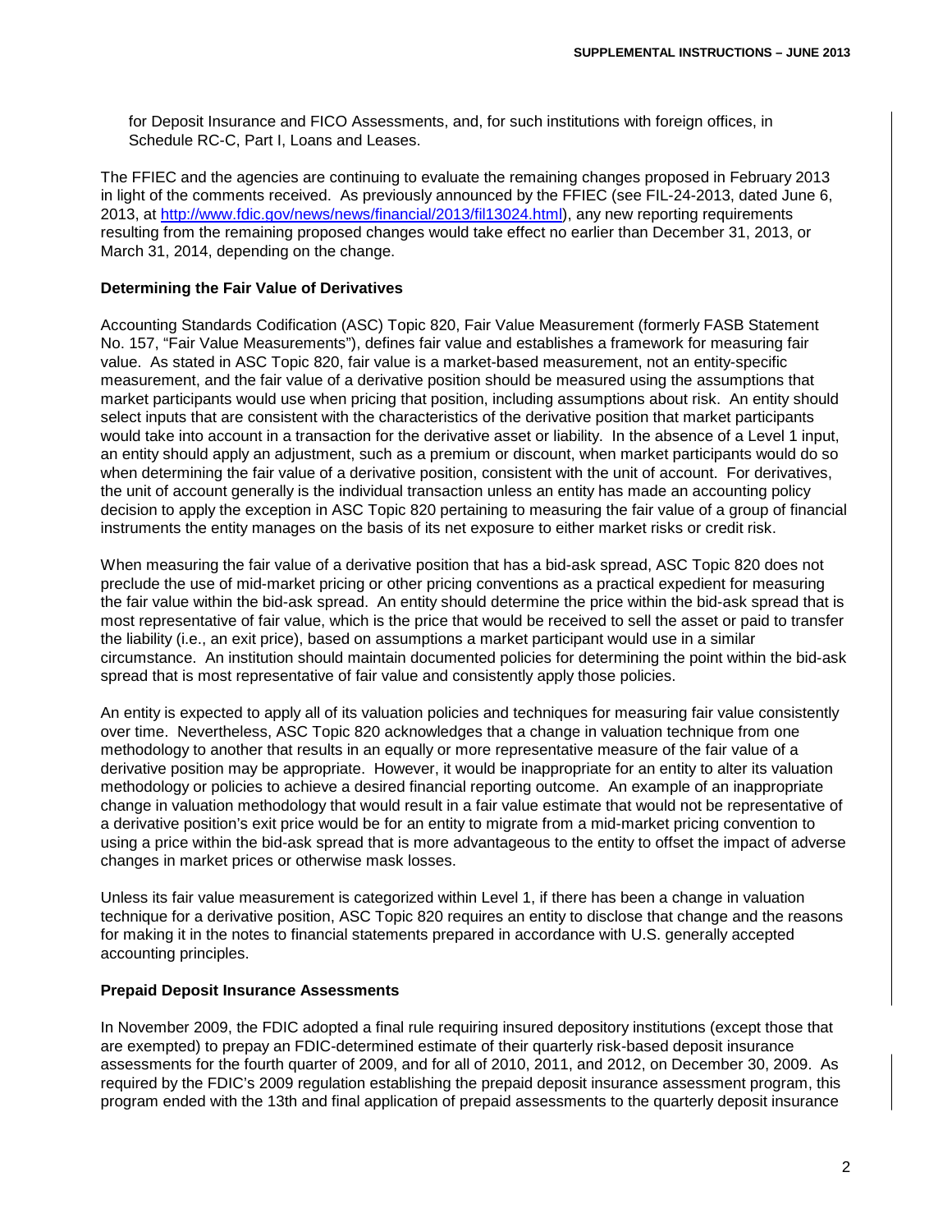for Deposit Insurance and FICO Assessments, and, for such institutions with foreign offices, in Schedule RC-C, Part I, Loans and Leases.

The FFIEC and the agencies are continuing to evaluate the remaining changes proposed in February 2013 in light of the comments received. As previously announced by the FFIEC (see FIL-24-2013, dated June 6, 2013, at [http://www.fdic.gov/news/news/financial/2013/fil13024.html](http://www.fdic.gov/news/news/financial/2013/fil13024.html)), any new reporting requirements resulting from the remaining proposed changes would take effect no earlier than December 31, 2013, or March 31, 2014, depending on the change.

**Determining the Fair Value of Derivatives**

Accounting Standards Codification (ASC) Topic 820, Fair Value Measurement (formerly FASB Statement No. 157, "Fair Value Measurements"), defines fair value and establishes a framework for measuring fair value. As stated in ASC Topic 820, fair value is a market-based measurement, not an entity-specific measurement, and the fair value of a derivative position should be measured using the assumptions that market participants would use when pricing that position, including assumptions about risk. An entity should select inputs that are consistent with the characteristics of the derivative position that market participants would take into account in a transaction for the derivative asset or liability. In the absence of a Level 1 input, an entity should apply an adjustment, such as a premium or discount, when market participants would do so when determining the fair value of a derivative position, consistent with the unit of account. For derivatives, the unit of account generally is the individual transaction unless an entity has made an accounting policy decision to apply the exception in ASC Topic 820 pertaining to measuring the fair value of a group of financial instruments the entity manages on the basis of its net exposure to either market risks or credit risk.

When measuring the fair value of a derivative position that has a bid-ask spread, ASC Topic 820 does not preclude the use of mid-market pricing or other pricing conventions as a practical expedient for measuring the fair value within the bid-ask spread. An entity should determine the price within the bid-ask spread that is most representative of fair value, which is the price that would be received to sell the asset or paid to transfer the liability (i.e., an exit price), based on assumptions a market participant would use in a similar circumstance. An institution should maintain documented policies for determining the point within the bid-ask spread that is most representative of fair value and consistently apply those policies.

An entity is expected to apply all of its valuation policies and techniques for measuring fair value consistently over time. Nevertheless, ASC Topic 820 acknowledges that a change in valuation technique from one methodology to another that results in an equally or more representative measure of the fair value of a derivative position may be appropriate. However, it would be inappropriate for an entity to alter its valuation methodology or policies to achieve a desired financial reporting outcome. An example of an inappropriate change in valuation methodology that would result in a fair value estimate that would not be representative of a derivative position's exit price would be for an entity to migrate from a mid-market pricing convention to using a price within the bid-ask spread that is more advantageous to the entity to offset the impact of adverse changes in market prices or otherwise mask losses.

Unless its fair value measurement is categorized within Level 1, if there has been a change in valuation technique for a derivative position, ASC Topic 820 requires an entity to disclose that change and the reasons for making it in the notes to financial statements prepared in accordance with U.S. generally accepted accounting principles.

**Prepaid Deposit Insurance Assessments**

In November 2009, the FDIC adopted a final rule requiring insured depository institutions (except those that are exempted) to prepay an FDIC-determined estimate of their quarterly risk-based deposit insurance assessments for the fourth quarter of 2009, and for all of 2010, 2011, and 2012, on December 30, 2009. As required by the FDIC's 2009 regulation establishing the prepaid deposit insurance assessment program, this program ended with the 13th and final application of prepaid assessments to the quarterly deposit insurance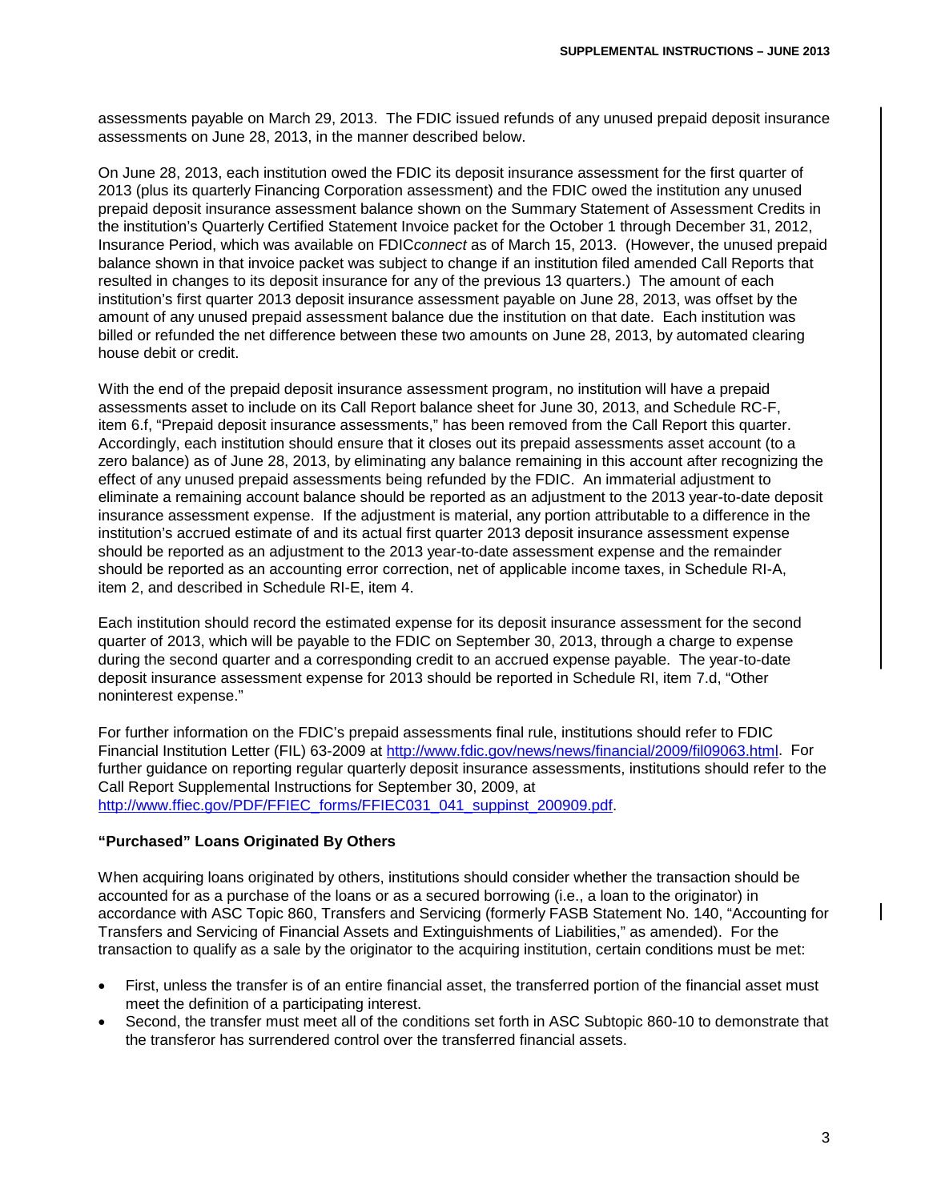assessments payable on March 29, 2013. The FDIC issued refunds of any unused prepaid deposit insurance assessments on June 28, 2013, in the manner described below.

On June 28, 2013, each institution owed the FDIC its deposit insurance assessment for the first quarter of 2013 (plus its quarterly Financing Corporation assessment) and the FDIC owed the institution any unused prepaid deposit insurance assessment balance shown on the Summary Statement of Assessment Credits in the institution's Quarterly Certified Statement Invoice packet for the October 1 through December 31, 2012, Insurance Period, which was available on FDIC*connect* as of March 15, 2013. (However, the unused prepaid balance shown in that invoice packet was subject to change if an institution filed amended Call Reports that resulted in changes to its deposit insurance for any of the previous 13 quarters.) The amount of each institution's first quarter 2013 deposit insurance assessment payable on June 28, 2013, was offset by the amount of any unused prepaid assessment balance due the institution on that date. Each institution was billed or refunded the net difference between these two amounts on June 28, 2013, by automated clearing house debit or credit.

With the end of the prepaid deposit insurance assessment program, no institution will have a prepaid assessments asset to include on its Call Report balance sheet for June 30, 2013, and Schedule RC-F, item 6.f, "Prepaid deposit insurance assessments," has been removed from the Call Report this quarter. Accordingly, each institution should ensure that it closes out its prepaid assessments asset account (to a zero balance) as of June 28, 2013, by eliminating any balance remaining in this account after recognizing the effect of any unused prepaid assessments being refunded by the FDIC. An immaterial adjustment to eliminate a remaining account balance should be reported as an adjustment to the 2013 year-to-date deposit insurance assessment expense. If the adjustment is material, any portion attributable to a difference in the institution's accrued estimate of and its actual first quarter 2013 deposit insurance assessment expense should be reported as an adjustment to the 2013 year-to-date assessment expense and the remainder should be reported as an accounting error correction, net of applicable income taxes, in Schedule RI-A, item 2, and described in Schedule RI-E, item 4.

Each institution should record the estimated expense for its deposit insurance assessment for the second quarter of 2013, which will be payable to the FDIC on September 30, 2013, through a charge to expense during the second quarter and a corresponding credit to an accrued expense payable. The year-to-date deposit insurance assessment expense for 2013 should be reported in Schedule RI, item 7.d, "Other noninterest expense."

For further information on the FDIC's prepaid assessments final rule, institutions should refer to FDIC Financial Institution Letter (FIL) 63-2009 at [http://www.fdic.gov/news/news/financial/2009/fil09063.html](http://www.fdic.gov/news/news/financial/2009/fil09063.html). For further guidance on reporting regular quarterly deposit insurance assessments, institutions should refer to the Call Report Supplemental Instructions for September 30, 2009, at [http://www.ffiec.gov/PDF/FFIEC_forms/FFIEC031_041_suppinst_200909.pdf](http://www.ffiec.gov/PDF/FFIEC_forms/FFIEC031_041_suppinst_200909.pdf).

### "Purchased" Loans Originated By Others

When acquiring loans originated by others, institutions should consider whether the transaction should be accounted for as a purchase of the loans or as a secured borrowing (i.e., a loan to the originator) in accordance with ASC Topic 860, Transfers and Servicing (formerly FASB Statement No. 140, "Accounting for Transfers and Servicing of Financial Assets and Extinguishments of Liabilities," as amended). For the transaction to qualify as a sale by the originator to the acquiring institution, certain conditions must be met:

- First, unless the transfer is of an entire financial asset, the transferred portion of the financial asset must meet the definition of a participating interest.
- Second, the transfer must meet all of the conditions set forth in ASC Subtopic 860-10 to demonstrate that the transferor has surrendered control over the transferred financial assets.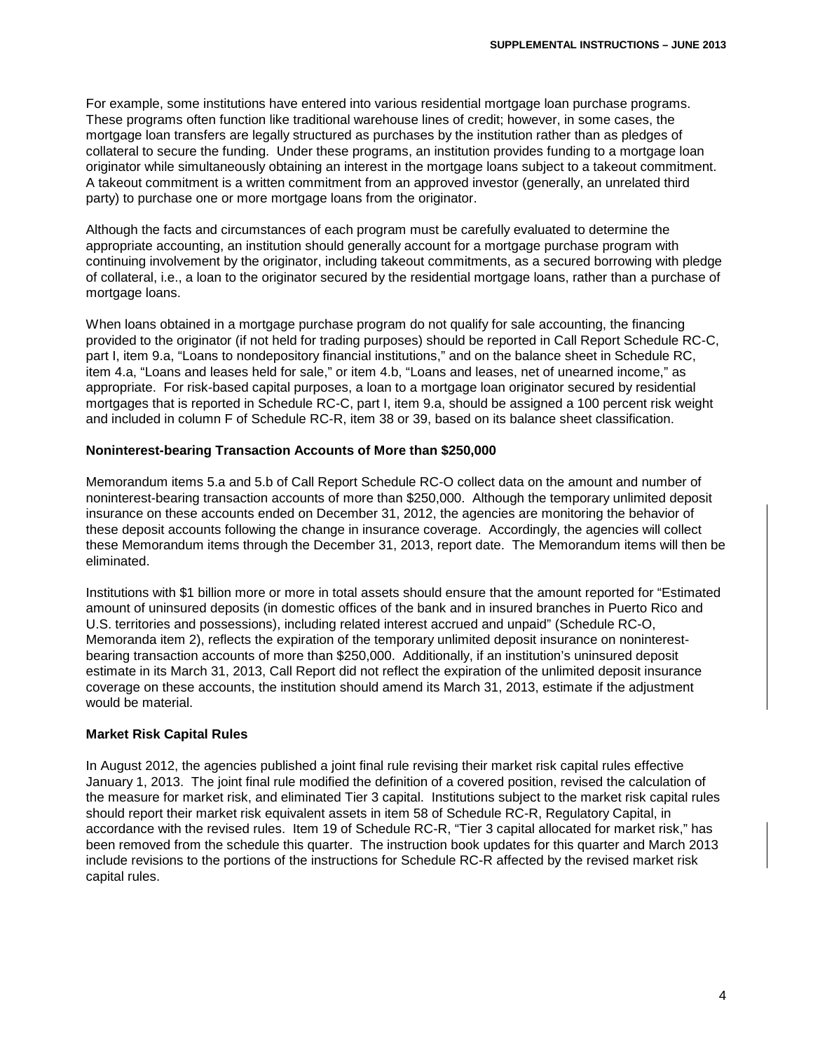For example, some institutions have entered into various residential mortgage loan purchase programs. These programs often function like traditional warehouse lines of credit; however, in some cases, the mortgage loan transfers are legally structured as purchases by the institution rather than as pledges of collateral to secure the funding. Under these programs, an institution provides funding to a mortgage loan originator while simultaneously obtaining an interest in the mortgage loans subject to a takeout commitment. A takeout commitment is a written commitment from an approved investor (generally, an unrelated third party) to purchase one or more mortgage loans from the originator.

Although the facts and circumstances of each program must be carefully evaluated to determine the appropriate accounting, an institution should generally account for a mortgage purchase program with continuing involvement by the originator, including takeout commitments, as a secured borrowing with pledge of collateral, i.e., a loan to the originator secured by the residential mortgage loans, rather than a purchase of mortgage loans.

When loans obtained in a mortgage purchase program do not qualify for sale accounting, the financing provided to the originator (if not held for trading purposes) should be reported in Call Report Schedule RC-C, part I, item 9.a, "Loans to nondepository financial institutions," and on the balance sheet in Schedule RC, item 4.a, "Loans and leases held for sale," or item 4.b, "Loans and leases, net of unearned income," as appropriate. For risk-based capital purposes, a loan to a mortgage loan originator secured by residential mortgages that is reported in Schedule RC-C, part I, item 9.a, should be assigned a 100 percent risk weight and included in column F of Schedule RC-R, item 38 or 39, based on its balance sheet classification.

**Noninterest-bearing Transaction Accounts of More than $250,000**

Memorandum items 5.a and 5.b of Call Report Schedule RC-O collect data on the amount and number of noninterest-bearing transaction accounts of more than $250,000. Although the temporary unlimited deposit insurance on these accounts ended on December 31, 2012, the agencies are monitoring the behavior of these deposit accounts following the change in insurance coverage. Accordingly, the agencies will collect these Memorandum items through the December 31, 2013, report date. The Memorandum items will then be eliminated.

Institutions with $1 billion more or more in total assets should ensure that the amount reported for "Estimated amount of uninsured deposits (in domestic offices of the bank and in insured branches in Puerto Rico and U.S. territories and possessions), including related interest accrued and unpaid" (Schedule RC-O, Memoranda item 2), reflects the expiration of the temporary unlimited deposit insurance on noninterest-bearing transaction accounts of more than $250,000. Additionally, if an institution's uninsured deposit estimate in its March 31, 2013, Call Report did not reflect the expiration of the unlimited deposit insurance coverage on these accounts, the institution should amend its March 31, 2013, estimate if the adjustment would be material.

**Market Risk Capital Rules**

In August 2012, the agencies published a joint final rule revising their market risk capital rules effective January 1, 2013. The joint final rule modified the definition of a covered position, revised the calculation of the measure for market risk, and eliminated Tier 3 capital. Institutions subject to the market risk capital rules should report their market risk equivalent assets in item 58 of Schedule RC-R, Regulatory Capital, in accordance with the revised rules. Item 19 of Schedule RC-R, "Tier 3 capital allocated for market risk," has been removed from the schedule this quarter. The instruction book updates for this quarter and March 2013 include revisions to the portions of the instructions for Schedule RC-R affected by the revised market risk capital rules.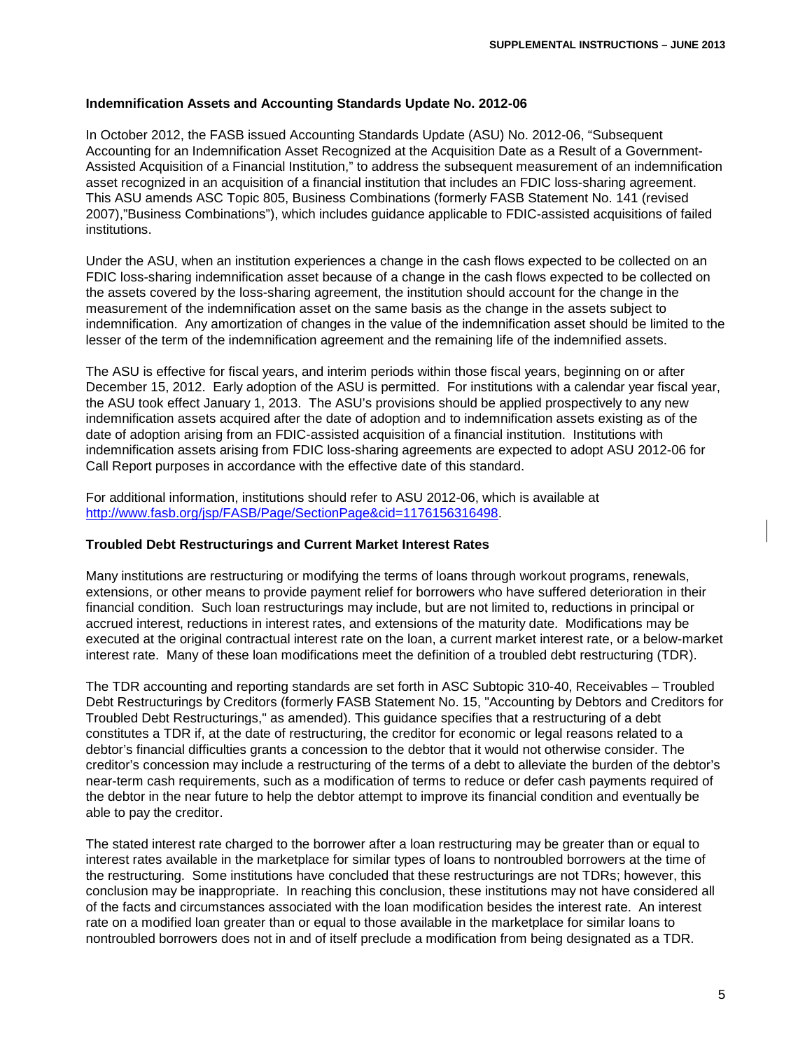### Indemnification Assets and Accounting Standards Update No. 2012-06

In October 2012, the FASB issued Accounting Standards Update (ASU) No. 2012-06, "Subsequent Accounting for an Indemnification Asset Recognized at the Acquisition Date as a Result of a Government-Assisted Acquisition of a Financial Institution," to address the subsequent measurement of an indemnification asset recognized in an acquisition of a financial institution that includes an FDIC loss-sharing agreement. This ASU amends ASC Topic 805, Business Combinations (formerly FASB Statement No. 141 (revised 2007),"Business Combinations"), which includes guidance applicable to FDIC-assisted acquisitions of failed institutions.

Under the ASU, when an institution experiences a change in the cash flows expected to be collected on an FDIC loss-sharing indemnification asset because of a change in the cash flows expected to be collected on the assets covered by the loss-sharing agreement, the institution should account for the change in the measurement of the indemnification asset on the same basis as the change in the assets subject to indemnification. Any amortization of changes in the value of the indemnification asset should be limited to the lesser of the term of the indemnification agreement and the remaining life of the indemnified assets.

The ASU is effective for fiscal years, and interim periods within those fiscal years, beginning on or after December 15, 2012. Early adoption of the ASU is permitted. For institutions with a calendar year fiscal year, the ASU took effect January 1, 2013. The ASU's provisions should be applied prospectively to any new indemnification assets acquired after the date of adoption and to indemnification assets existing as of the date of adoption arising from an FDIC-assisted acquisition of a financial institution. Institutions with indemnification assets arising from FDIC loss-sharing agreements are expected to adopt ASU 2012-06 for Call Report purposes in accordance with the effective date of this standard.

For additional information, institutions should refer to ASU 2012-06, which is available at [http://www.fasb.org/jsp/FASB/Page/SectionPage&cid=1176156316498](http://www.fasb.org/jsp/FASB/Page/SectionPage&cid=1176156316498).

### Troubled Debt Restructurings and Current Market Interest Rates

Many institutions are restructuring or modifying the terms of loans through workout programs, renewals, extensions, or other means to provide payment relief for borrowers who have suffered deterioration in their financial condition. Such loan restructurings may include, but are not limited to, reductions in principal or accrued interest, reductions in interest rates, and extensions of the maturity date. Modifications may be executed at the original contractual interest rate on the loan, a current market interest rate, or a below-market interest rate. Many of these loan modifications meet the definition of a troubled debt restructuring (TDR).

The TDR accounting and reporting standards are set forth in ASC Subtopic 310-40, Receivables – Troubled Debt Restructurings by Creditors (formerly FASB Statement No. 15, "Accounting by Debtors and Creditors for Troubled Debt Restructurings," as amended). This guidance specifies that a restructuring of a debt constitutes a TDR if, at the date of restructuring, the creditor for economic or legal reasons related to a debtor's financial difficulties grants a concession to the debtor that it would not otherwise consider. The creditor's concession may include a restructuring of the terms of a debt to alleviate the burden of the debtor's near-term cash requirements, such as a modification of terms to reduce or defer cash payments required of the debtor in the near future to help the debtor attempt to improve its financial condition and eventually be able to pay the creditor.

The stated interest rate charged to the borrower after a loan restructuring may be greater than or equal to interest rates available in the marketplace for similar types of loans to nontroubled borrowers at the time of the restructuring. Some institutions have concluded that these restructurings are not TDRs; however, this conclusion may be inappropriate. In reaching this conclusion, these institutions may not have considered all of the facts and circumstances associated with the loan modification besides the interest rate. An interest rate on a modified loan greater than or equal to those available in the marketplace for similar loans to nontroubled borrowers does not in and of itself preclude a modification from being designated as a TDR.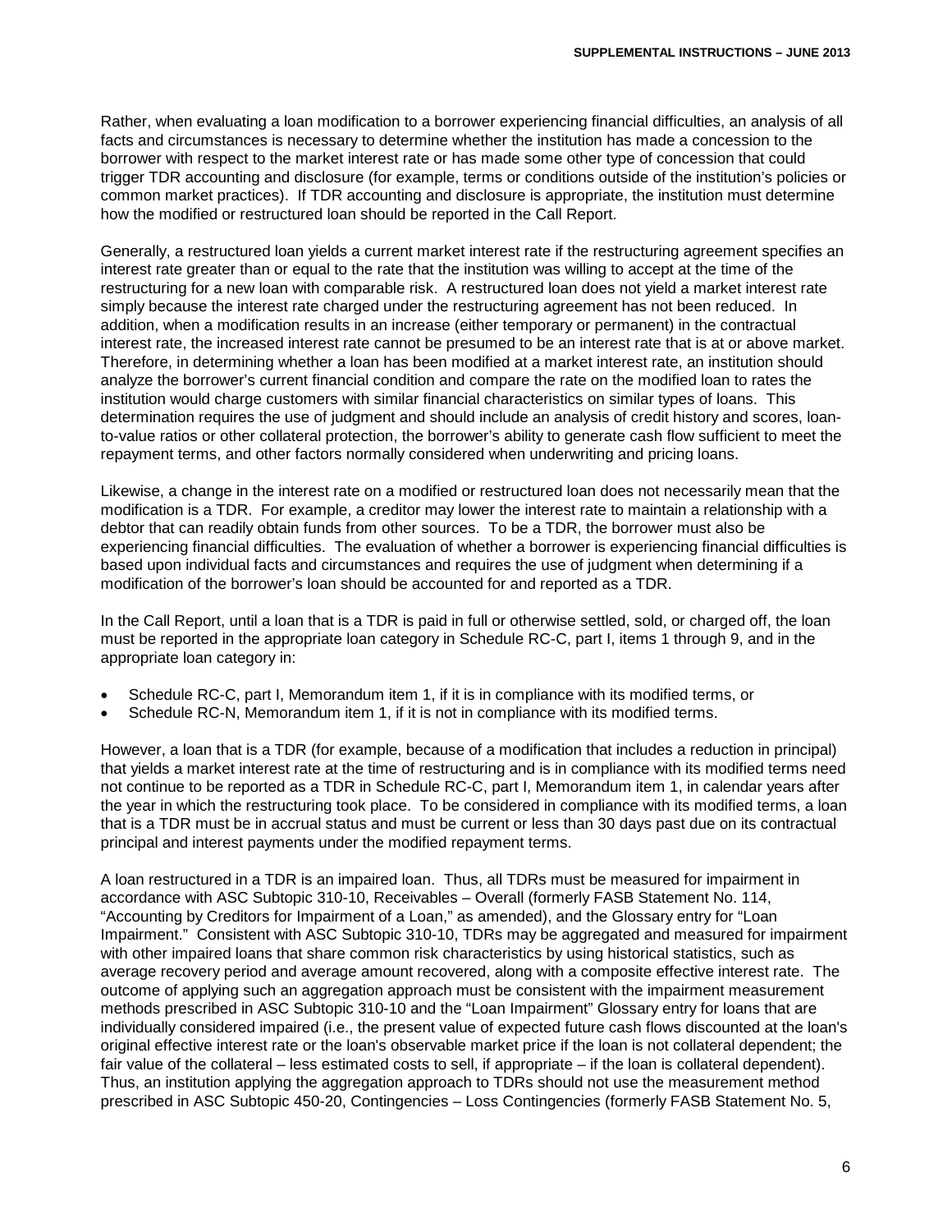Rather, when evaluating a loan modification to a borrower experiencing financial difficulties, an analysis of all facts and circumstances is necessary to determine whether the institution has made a concession to the borrower with respect to the market interest rate or has made some other type of concession that could trigger TDR accounting and disclosure (for example, terms or conditions outside of the institution's policies or common market practices). If TDR accounting and disclosure is appropriate, the institution must determine how the modified or restructured loan should be reported in the Call Report.

Generally, a restructured loan yields a current market interest rate if the restructuring agreement specifies an interest rate greater than or equal to the rate that the institution was willing to accept at the time of the restructuring for a new loan with comparable risk. A restructured loan does not yield a market interest rate simply because the interest rate charged under the restructuring agreement has not been reduced. In addition, when a modification results in an increase (either temporary or permanent) in the contractual interest rate, the increased interest rate cannot be presumed to be an interest rate that is at or above market. Therefore, in determining whether a loan has been modified at a market interest rate, an institution should analyze the borrower's current financial condition and compare the rate on the modified loan to rates the institution would charge customers with similar financial characteristics on similar types of loans. This determination requires the use of judgment and should include an analysis of credit history and scores, loan-to-value ratios or other collateral protection, the borrower's ability to generate cash flow sufficient to meet the repayment terms, and other factors normally considered when underwriting and pricing loans.

Likewise, a change in the interest rate on a modified or restructured loan does not necessarily mean that the modification is a TDR. For example, a creditor may lower the interest rate to maintain a relationship with a debtor that can readily obtain funds from other sources. To be a TDR, the borrower must also be experiencing financial difficulties. The evaluation of whether a borrower is experiencing financial difficulties is based upon individual facts and circumstances and requires the use of judgment when determining if a modification of the borrower's loan should be accounted for and reported as a TDR.

In the Call Report, until a loan that is a TDR is paid in full or otherwise settled, sold, or charged off, the loan must be reported in the appropriate loan category in Schedule RC-C, part I, items 1 through 9, and in the appropriate loan category in:

- Schedule RC-C, part I, Memorandum item 1, if it is in compliance with its modified terms, or
- Schedule RC-N, Memorandum item 1, if it is not in compliance with its modified terms.

However, a loan that is a TDR (for example, because of a modification that includes a reduction in principal) that yields a market interest rate at the time of restructuring and is in compliance with its modified terms need not continue to be reported as a TDR in Schedule RC-C, part I, Memorandum item 1, in calendar years after the year in which the restructuring took place. To be considered in compliance with its modified terms, a loan that is a TDR must be in accrual status and must be current or less than 30 days past due on its contractual principal and interest payments under the modified repayment terms.

A loan restructured in a TDR is an impaired loan. Thus, all TDRs must be measured for impairment in accordance with ASC Subtopic 310-10, Receivables – Overall (formerly FASB Statement No. 114, "Accounting by Creditors for Impairment of a Loan," as amended), and the Glossary entry for "Loan Impairment." Consistent with ASC Subtopic 310-10, TDRs may be aggregated and measured for impairment with other impaired loans that share common risk characteristics by using historical statistics, such as average recovery period and average amount recovered, along with a composite effective interest rate. The outcome of applying such an aggregation approach must be consistent with the impairment measurement methods prescribed in ASC Subtopic 310-10 and the "Loan Impairment" Glossary entry for loans that are individually considered impaired (i.e., the present value of expected future cash flows discounted at the loan's original effective interest rate or the loan's observable market price if the loan is not collateral dependent; the fair value of the collateral – less estimated costs to sell, if appropriate – if the loan is collateral dependent). Thus, an institution applying the aggregation approach to TDRs should not use the measurement method prescribed in ASC Subtopic 450-20, Contingencies – Loss Contingencies (formerly FASB Statement No. 5,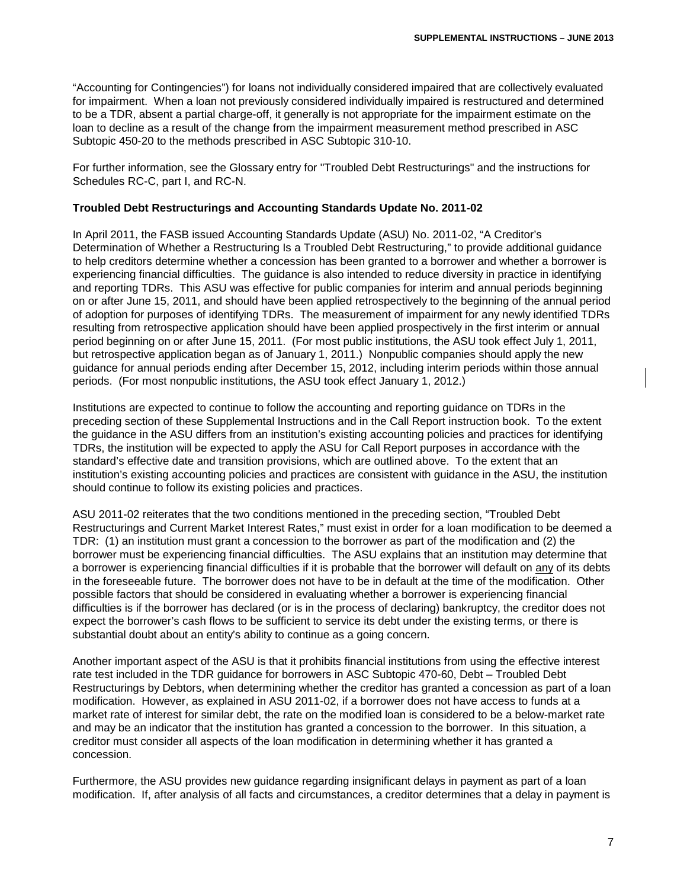"Accounting for Contingencies") for loans not individually considered impaired that are collectively evaluated for impairment. When a loan not previously considered individually impaired is restructured and determined to be a TDR, absent a partial charge-off, it generally is not appropriate for the impairment estimate on the loan to decline as a result of the change from the impairment measurement method prescribed in ASC Subtopic 450-20 to the methods prescribed in ASC Subtopic 310-10.

For further information, see the Glossary entry for "Troubled Debt Restructurings" and the instructions for Schedules RC-C, part I, and RC-N.

**Troubled Debt Restructurings and Accounting Standards Update No. 2011-02**

In April 2011, the FASB issued Accounting Standards Update (ASU) No. 2011-02, "A Creditor's Determination of Whether a Restructuring Is a Troubled Debt Restructuring," to provide additional guidance to help creditors determine whether a concession has been granted to a borrower and whether a borrower is experiencing financial difficulties. The guidance is also intended to reduce diversity in practice in identifying and reporting TDRs. This ASU was effective for public companies for interim and annual periods beginning on or after June 15, 2011, and should have been applied retrospectively to the beginning of the annual period of adoption for purposes of identifying TDRs. The measurement of impairment for any newly identified TDRs resulting from retrospective application should have been applied prospectively in the first interim or annual period beginning on or after June 15, 2011. (For most public institutions, the ASU took effect July 1, 2011, but retrospective application began as of January 1, 2011.) Nonpublic companies should apply the new guidance for annual periods ending after December 15, 2012, including interim periods within those annual periods. (For most nonpublic institutions, the ASU took effect January 1, 2012.)

Institutions are expected to continue to follow the accounting and reporting guidance on TDRs in the preceding section of these Supplemental Instructions and in the Call Report instruction book. To the extent the guidance in the ASU differs from an institution's existing accounting policies and practices for identifying TDRs, the institution will be expected to apply the ASU for Call Report purposes in accordance with the standard's effective date and transition provisions, which are outlined above. To the extent that an institution's existing accounting policies and practices are consistent with guidance in the ASU, the institution should continue to follow its existing policies and practices.

ASU 2011-02 reiterates that the two conditions mentioned in the preceding section, "Troubled Debt Restructurings and Current Market Interest Rates," must exist in order for a loan modification to be deemed a TDR: (1) an institution must grant a concession to the borrower as part of the modification and (2) the borrower must be experiencing financial difficulties. The ASU explains that an institution may determine that a borrower is experiencing financial difficulties if it is probable that the borrower will default on any of its debts in the foreseeable future. The borrower does not have to be in default at the time of the modification. Other possible factors that should be considered in evaluating whether a borrower is experiencing financial difficulties is if the borrower has declared (or is in the process of declaring) bankruptcy, the creditor does not expect the borrower's cash flows to be sufficient to service its debt under the existing terms, or there is substantial doubt about an entity's ability to continue as a going concern.

Another important aspect of the ASU is that it prohibits financial institutions from using the effective interest rate test included in the TDR guidance for borrowers in ASC Subtopic 470-60, Debt – Troubled Debt Restructurings by Debtors, when determining whether the creditor has granted a concession as part of a loan modification. However, as explained in ASU 2011-02, if a borrower does not have access to funds at a market rate of interest for similar debt, the rate on the modified loan is considered to be a below-market rate and may be an indicator that the institution has granted a concession to the borrower. In this situation, a creditor must consider all aspects of the loan modification in determining whether it has granted a concession.

Furthermore, the ASU provides new guidance regarding insignificant delays in payment as part of a loan modification. If, after analysis of all facts and circumstances, a creditor determines that a delay in payment is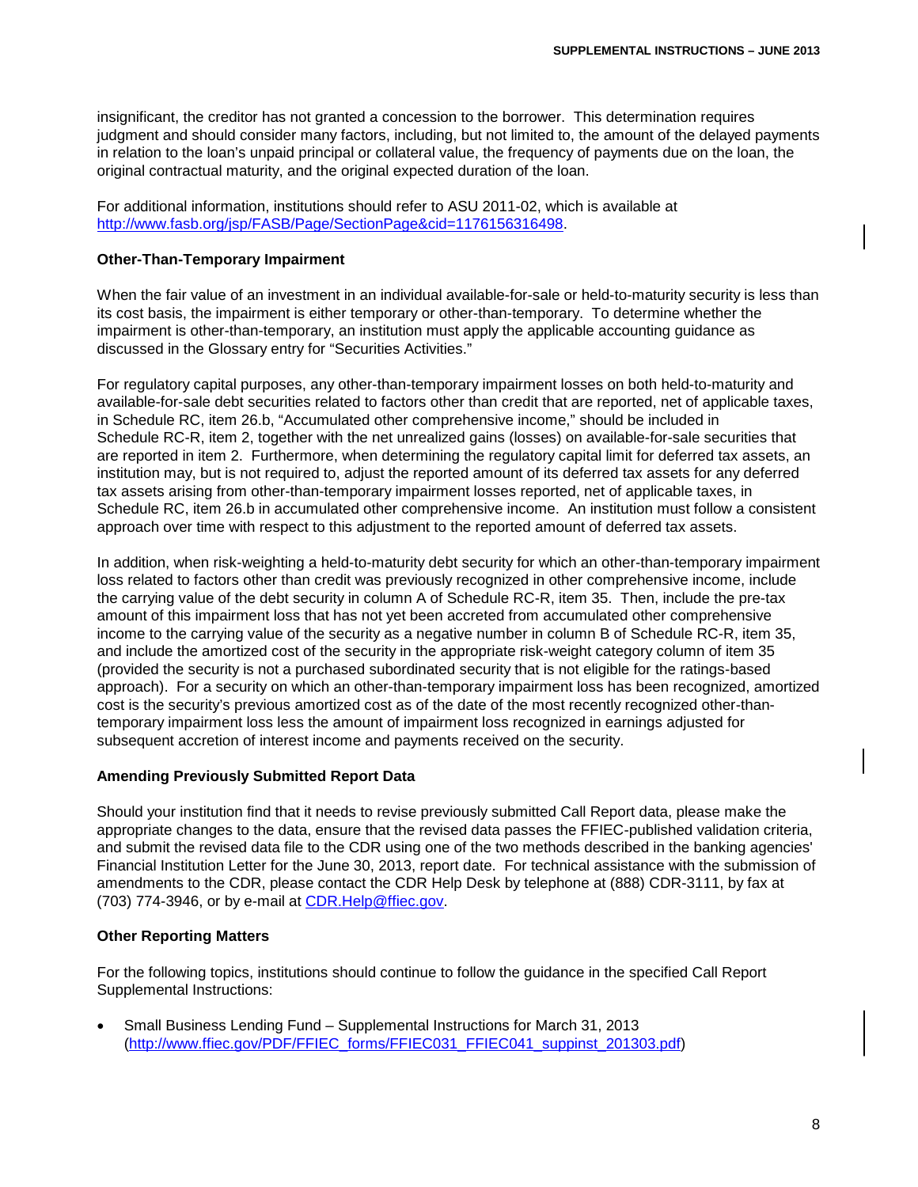insignificant, the creditor has not granted a concession to the borrower. This determination requires judgment and should consider many factors, including, but not limited to, the amount of the delayed payments in relation to the loan's unpaid principal or collateral value, the frequency of payments due on the loan, the original contractual maturity, and the original expected duration of the loan.

For additional information, institutions should refer to ASU 2011-02, which is available at http://www.fasb.org/jsp/FASB/Page/SectionPage&cid=1176156316498.

**Other-Than-Temporary Impairment**

When the fair value of an investment in an individual available-for-sale or held-to-maturity security is less than its cost basis, the impairment is either temporary or other-than-temporary. To determine whether the impairment is other-than-temporary, an institution must apply the applicable accounting guidance as discussed in the Glossary entry for "Securities Activities."

For regulatory capital purposes, any other-than-temporary impairment losses on both held-to-maturity and available-for-sale debt securities related to factors other than credit that are reported, net of applicable taxes, in Schedule RC, item 26.b, "Accumulated other comprehensive income," should be included in Schedule RC-R, item 2, together with the net unrealized gains (losses) on available-for-sale securities that are reported in item 2. Furthermore, when determining the regulatory capital limit for deferred tax assets, an institution may, but is not required to, adjust the reported amount of its deferred tax assets for any deferred tax assets arising from other-than-temporary impairment losses reported, net of applicable taxes, in Schedule RC, item 26.b in accumulated other comprehensive income. An institution must follow a consistent approach over time with respect to this adjustment to the reported amount of deferred tax assets.

In addition, when risk-weighting a held-to-maturity debt security for which an other-than-temporary impairment loss related to factors other than credit was previously recognized in other comprehensive income, include the carrying value of the debt security in column A of Schedule RC-R, item 35. Then, include the pre-tax amount of this impairment loss that has not yet been accreted from accumulated other comprehensive income to the carrying value of the security as a negative number in column B of Schedule RC-R, item 35, and include the amortized cost of the security in the appropriate risk-weight category column of item 35 (provided the security is not a purchased subordinated security that is not eligible for the ratings-based approach). For a security on which an other-than-temporary impairment loss has been recognized, amortized cost is the security's previous amortized cost as of the date of the most recently recognized other-than-temporary impairment loss less the amount of impairment loss recognized in earnings adjusted for subsequent accretion of interest income and payments received on the security.

**Amending Previously Submitted Report Data**

Should your institution find that it needs to revise previously submitted Call Report data, please make the appropriate changes to the data, ensure that the revised data passes the FFIEC-published validation criteria, and submit the revised data file to the CDR using one of the two methods described in the banking agencies' Financial Institution Letter for the June 30, 2013, report date. For technical assistance with the submission of amendments to the CDR, please contact the CDR Help Desk by telephone at (888) CDR-3111, by fax at (703) 774-3946, or by e-mail at CDR.Help@ffiec.gov.

**Other Reporting Matters**

For the following topics, institutions should continue to follow the guidance in the specified Call Report Supplemental Instructions:

- Small Business Lending Fund – Supplemental Instructions for March 31, 2013 (http://www.ffiec.gov/PDF/FFIEC_forms/FFIEC031_FFIEC041_suppinst_201303.pdf)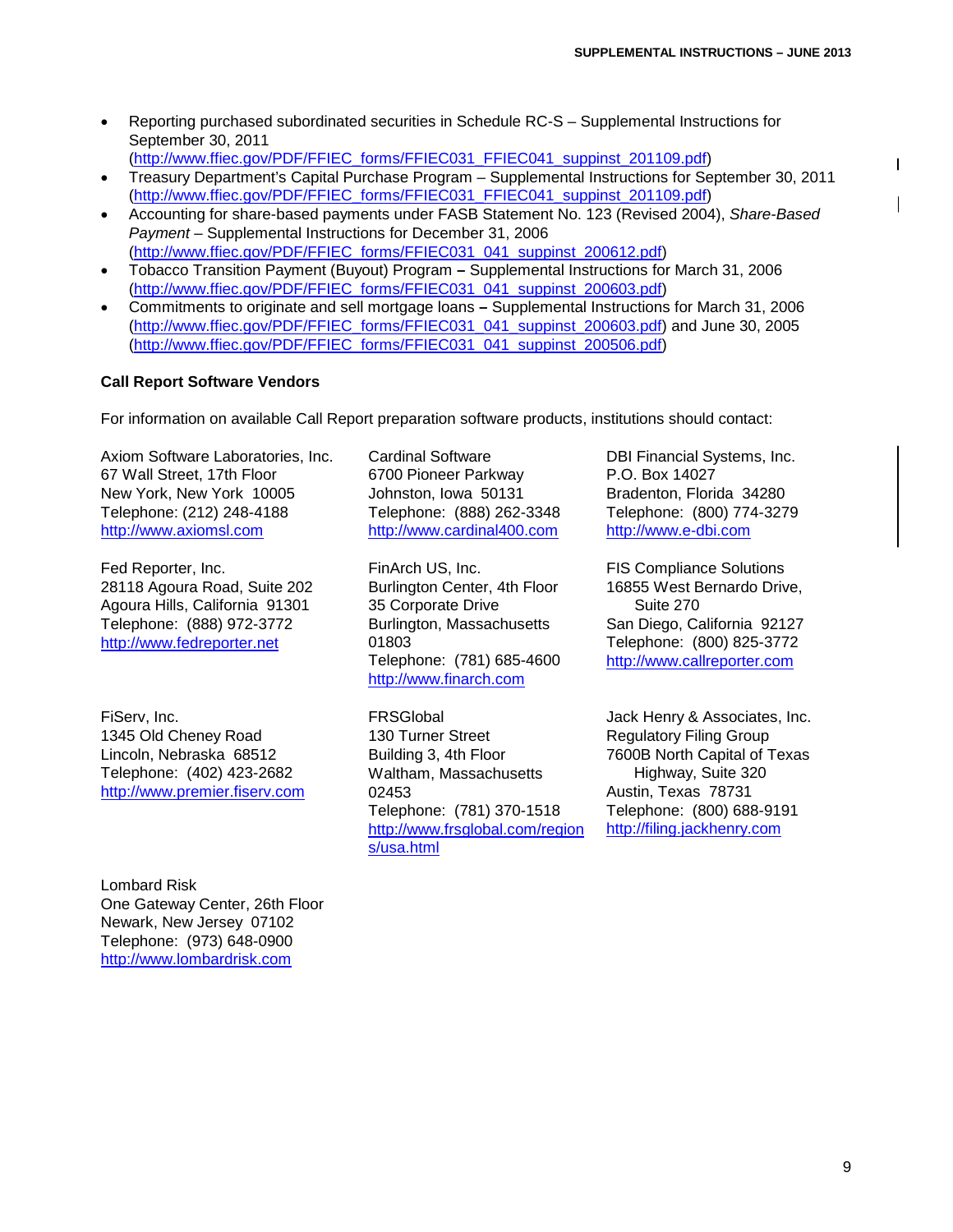- Reporting purchased subordinated securities in Schedule RC-S – Supplemental Instructions for September 30, 2011 (http://www.ffiec.gov/PDF/FFIEC_forms/FFIEC031_FFIEC041_suppinst_201109.pdf)
- Treasury Department's Capital Purchase Program – Supplemental Instructions for September 30, 2011 (http://www.ffiec.gov/PDF/FFIEC_forms/FFIEC031_FFIEC041_suppinst_201109.pdf)
- Accounting for share-based payments under FASB Statement No. 123 (Revised 2004), *Share-Based Payment* – Supplemental Instructions for December 31, 2006 (http://www.ffiec.gov/PDF/FFIEC_forms/FFIEC031_041_suppinst_200612.pdf)
- Tobacco Transition Payment (Buyout) Program **–** Supplemental Instructions for March 31, 2006 (http://www.ffiec.gov/PDF/FFIEC_forms/FFIEC031_041_suppinst_200603.pdf)
- Commitments to originate and sell mortgage loans **–** Supplemental Instructions for March 31, 2006 (http://www.ffiec.gov/PDF/FFIEC_forms/FFIEC031_041_suppinst_200603.pdf) and June 30, 2005 (http://www.ffiec.gov/PDF/FFIEC_forms/FFIEC031_041_suppinst_200506.pdf)

**Call Report Software Vendors**

For information on available Call Report preparation software products, institutions should contact:

Axiom Software Laboratories, Inc.
67 Wall Street, 17th Floor
New York, New York 10005
Telephone: (212) 248-4188
http://www.axiomsl.com

Cardinal Software
6700 Pioneer Parkway
Johnston, Iowa 50131
Telephone: (888) 262-3348
http://www.cardinal400.com

DBI Financial Systems, Inc.
P.O. Box 14027
Bradenton, Florida 34280
Telephone: (800) 774-3279
http://www.e-dbi.com

Fed Reporter, Inc.
28118 Agoura Road, Suite 202
Agoura Hills, California 91301
Telephone: (888) 972-3772
http://www.fedreporter.net

FinArch US, Inc.
Burlington Center, 4th Floor
35 Corporate Drive
Burlington, Massachusetts 01803
Telephone: (781) 685-4600
http://www.finarch.com

FIS Compliance Solutions
16855 West Bernardo Drive, Suite 270
San Diego, California 92127
Telephone: (800) 825-3772
http://www.callreporter.com

FiServ, Inc.
1345 Old Cheney Road
Lincoln, Nebraska 68512
Telephone: (402) 423-2682
http://www.premier.fiserv.com

FRSGlobal
130 Turner Street
Building 3, 4th Floor
Waltham, Massachusetts 02453
Telephone: (781) 370-1518
http://www.frsglobal.com/regions/usa.html

Jack Henry & Associates, Inc.
Regulatory Filing Group
7600B North Capital of Texas Highway, Suite 320
Austin, Texas 78731
Telephone: (800) 688-9191
http://filing.jackhenry.com

Lombard Risk
One Gateway Center, 26th Floor
Newark, New Jersey 07102
Telephone: (973) 648-0900
http://www.lombardrisk.com